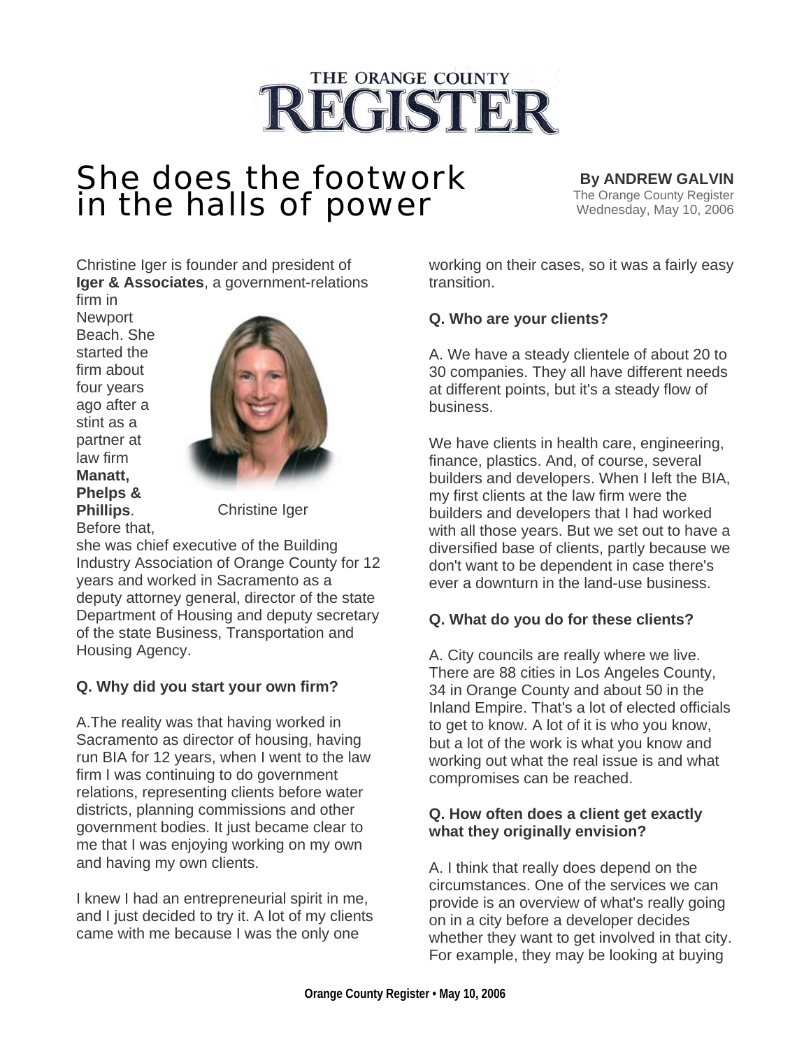# THE ORANGE COUNTY REGISTER

# She does the footwork in the halls of power

**By ANDREW GALVIN**
The Orange County Register
Wednesday, May 10, 2006

Christine Iger is founder and president of **Iger & Associates**, a government-relations firm in Newport Beach. She started the firm about four years ago after a stint as a partner at law firm **Manatt, Phelps & Phillips**. Before that, she was chief executive of the Building Industry Association of Orange County for 12 years and worked in Sacramento as a deputy attorney general, director of the state Department of Housing and deputy secretary of the state Business, Transportation and Housing Agency.

Christine Iger

**Q. Why did you start your own firm?**

A.The reality was that having worked in Sacramento as director of housing, having run BIA for 12 years, when I went to the law firm I was continuing to do government relations, representing clients before water districts, planning commissions and other government bodies. It just became clear to me that I was enjoying working on my own and having my own clients.

I knew I had an entrepreneurial spirit in me, and I just decided to try it. A lot of my clients came with me because I was the only one working on their cases, so it was a fairly easy transition.

**Q. Who are your clients?**

A. We have a steady clientele of about 20 to 30 companies. They all have different needs at different points, but it's a steady flow of business.

We have clients in health care, engineering, finance, plastics. And, of course, several builders and developers. When I left the BIA, my first clients at the law firm were the builders and developers that I had worked with all those years. But we set out to have a diversified base of clients, partly because we don't want to be dependent in case there's ever a downturn in the land-use business.

**Q. What do you do for these clients?**

A. City councils are really where we live. There are 88 cities in Los Angeles County, 34 in Orange County and about 50 in the Inland Empire. That's a lot of elected officials to get to know. A lot of it is who you know, but a lot of the work is what you know and working out what the real issue is and what compromises can be reached.

**Q. How often does a client get exactly what they originally envision?**

A. I think that really does depend on the circumstances. One of the services we can provide is an overview of what's really going on in a city before a developer decides whether they want to get involved in that city. For example, they may be looking at buying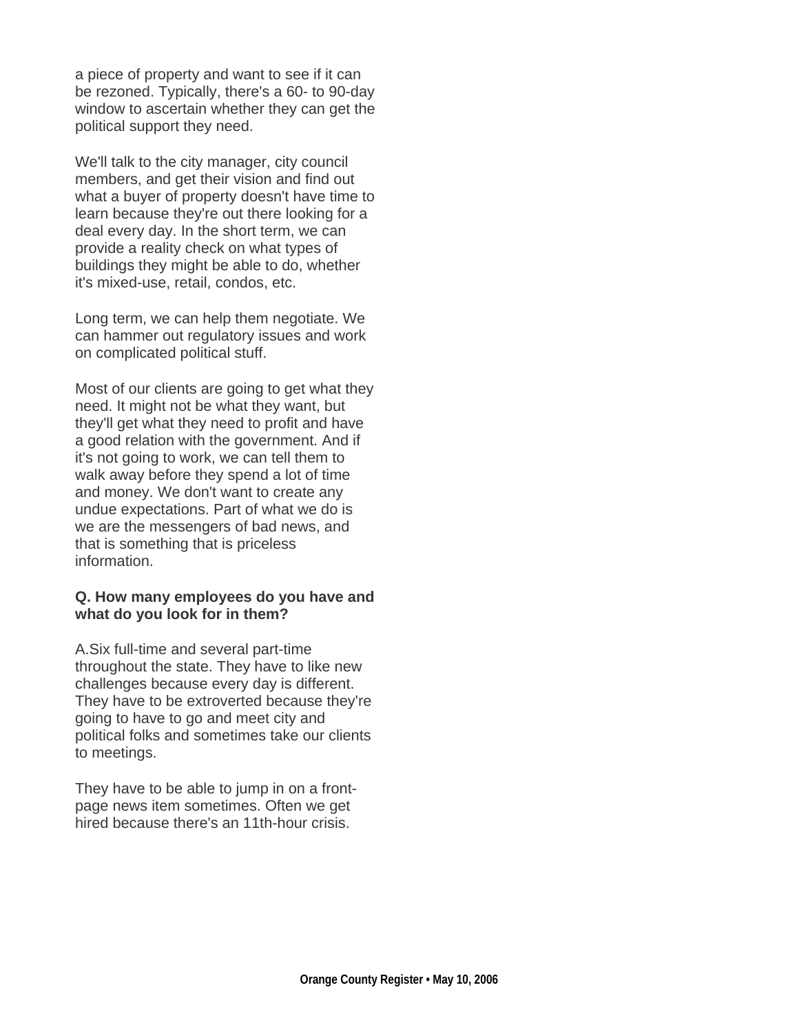a piece of property and want to see if it can be rezoned. Typically, there's a 60- to 90-day window to ascertain whether they can get the political support they need.

We'll talk to the city manager, city council members, and get their vision and find out what a buyer of property doesn't have time to learn because they're out there looking for a deal every day. In the short term, we can provide a reality check on what types of buildings they might be able to do, whether it's mixed-use, retail, condos, etc.

Long term, we can help them negotiate. We can hammer out regulatory issues and work on complicated political stuff.

Most of our clients are going to get what they need. It might not be what they want, but they'll get what they need to profit and have a good relation with the government. And if it's not going to work, we can tell them to walk away before they spend a lot of time and money. We don't want to create any undue expectations. Part of what we do is we are the messengers of bad news, and that is something that is priceless information.

**Q. How many employees do you have and what do you look for in them?**

A.Six full-time and several part-time throughout the state. They have to like new challenges because every day is different. They have to be extroverted because they're going to have to go and meet city and political folks and sometimes take our clients to meetings.

They have to be able to jump in on a front-page news item sometimes. Often we get hired because there's an 11th-hour crisis.